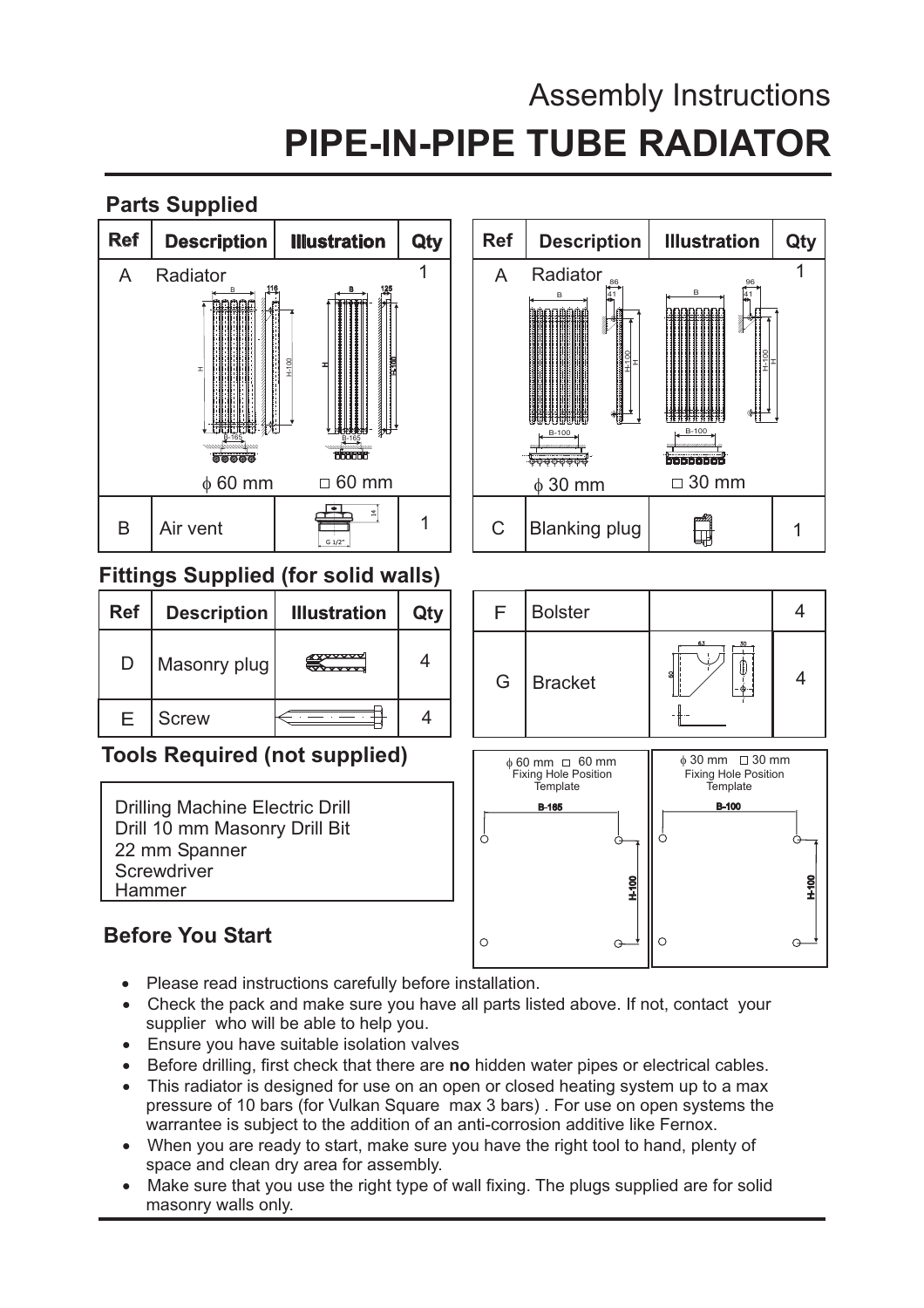# Assembly Instructions

# PIPE-IN-PIPE TUBE RADIATOR

## Parts Supplied

| Ref | Description | Illustration | Qty |
|---|---|---|---|
| A | Radiator | ϕ 60 mm □ 60 mm | 1 |
| B | Air vent | G 1/2" | 1 |

| Ref | Description | Illustration | Qty |
|---|---|---|---|
| A | Radiator | ϕ 30 mm □ 30 mm | 1 |
| C | Blanking plug | | 1 |

## Fittings Supplied (for solid walls)

| Ref | Description | Illustration | Qty |
|---|---|---|---|
| D | Masonry plug | | 4 |
| E | Screw | | 4 |

| | | | |
|---|---|---|---|
| F | Bolster | | 4 |
| G | Bracket | | 4 |

## Tools Required (not supplied)

Drilling Machine Electric Drill
Drill 10 mm Masonry Drill Bit
22 mm Spanner
Screwdriver
Hammer

ϕ 60 mm □ 60 mm Fixing Hole Position Template
B-165
H-100

ϕ 30 mm □ 30 mm Fixing Hole Position Template
B-100
H-100

## Before You Start

- Please read instructions carefully before installation.
- Check the pack and make sure you have all parts listed above. If not, contact your supplier who will be able to help you.
- Ensure you have suitable isolation valves
- Before drilling, first check that there are **no** hidden water pipes or electrical cables.
- This radiator is designed for use on an open or closed heating system up to a max pressure of 10 bars (for Vulkan Square max 3 bars) . For use on open systems the warrantee is subject to the addition of an anti-corrosion additive like Fernox.
- When you are ready to start, make sure you have the right tool to hand, plenty of space and clean dry area for assembly.
- Make sure that you use the right type of wall fixing. The plugs supplied are for solid masonry walls only.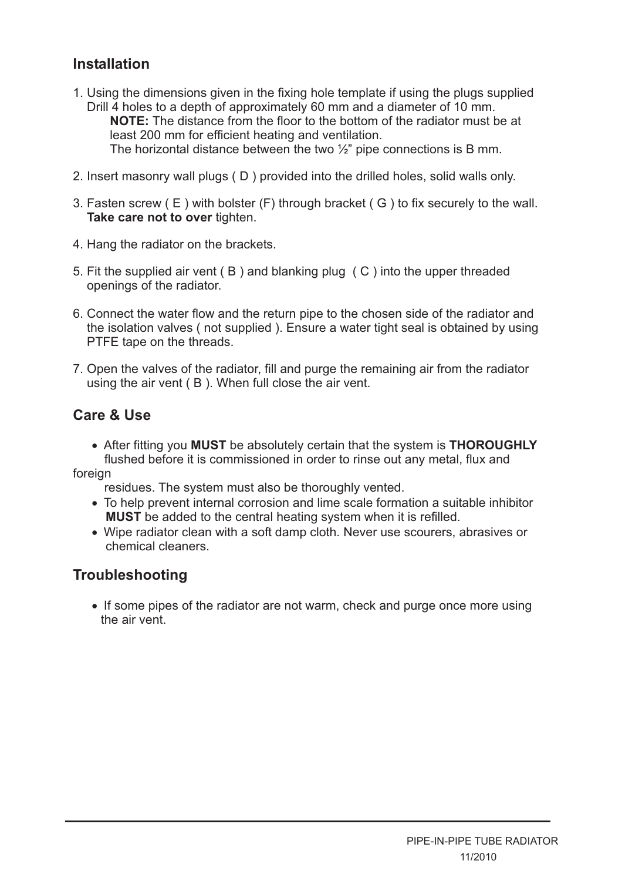## Installation

1. Using the dimensions given in the fixing hole template if using the plugs supplied Drill 4 holes to a depth of approximately 60 mm and a diameter of 10 mm.

   **NOTE:** The distance from the floor to the bottom of the radiator must be at least 200 mm for efficient heating and ventilation.

   The horizontal distance between the two ½" pipe connections is B mm.

2. Insert masonry wall plugs ( D ) provided into the drilled holes, solid walls only.

3. Fasten screw ( E ) with bolster (F) through bracket ( G ) to fix securely to the wall. **Take care not to over** tighten.

4. Hang the radiator on the brackets.

5. Fit the supplied air vent ( B ) and blanking plug ( C ) into the upper threaded openings of the radiator.

6. Connect the water flow and the return pipe to the chosen side of the radiator and the isolation valves ( not supplied ). Ensure a water tight seal is obtained by using PTFE tape on the threads.

7. Open the valves of the radiator, fill and purge the remaining air from the radiator using the air vent ( B ). When full close the air vent.

## Care & Use

- After fitting you **MUST** be absolutely certain that the system is **THOROUGHLY** flushed before it is commissioned in order to rinse out any metal, flux and foreign residues. The system must also be thoroughly vented.
- To help prevent internal corrosion and lime scale formation a suitable inhibitor **MUST** be added to the central heating system when it is refilled.
- Wipe radiator clean with a soft damp cloth. Never use scourers, abrasives or chemical cleaners.

## Troubleshooting

- If some pipes of the radiator are not warm, check and purge once more using the air vent.

PIPE-IN-PIPE TUBE RADIATOR
11/2010